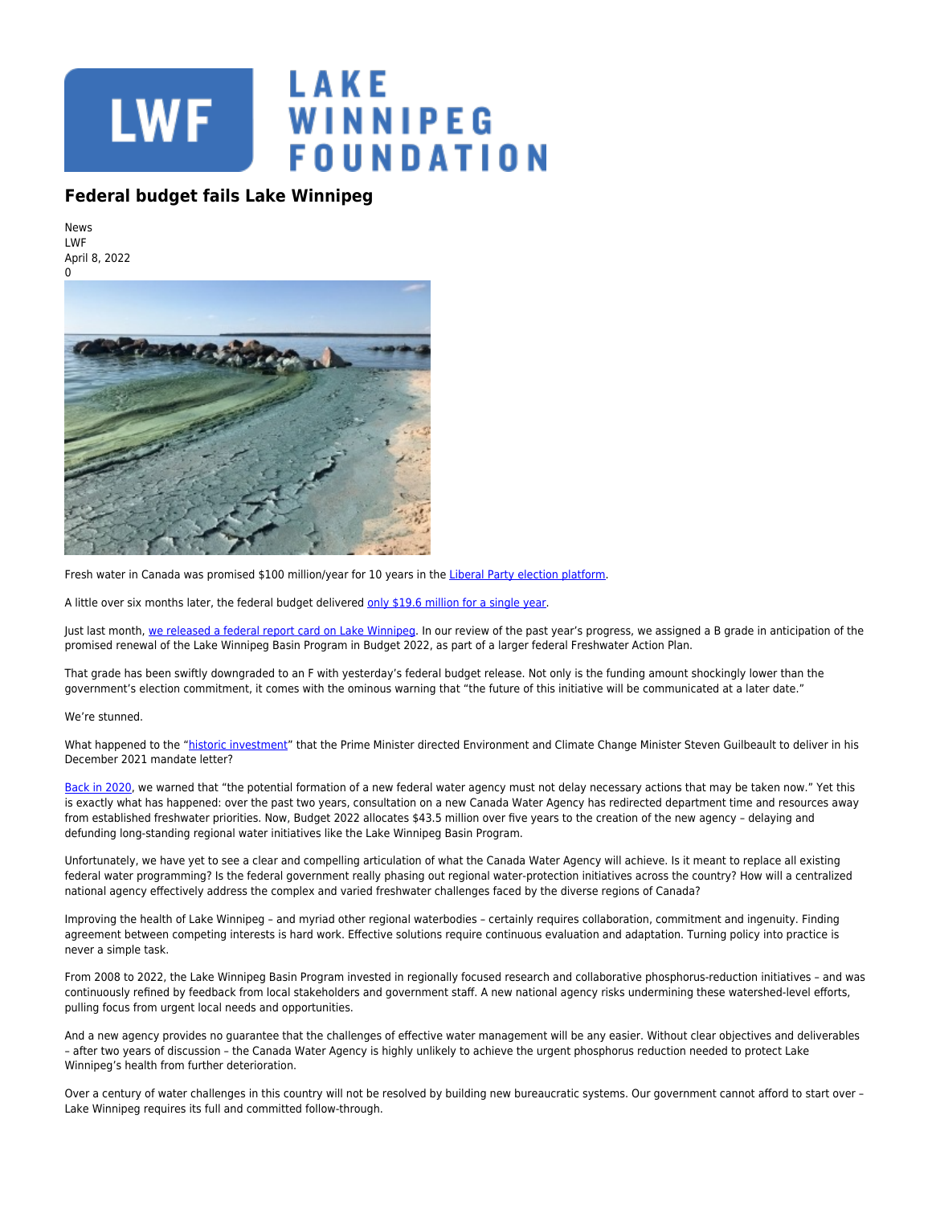# Federal budget fails Lake Winnipeg

News
LWF
April 8, 2022
0

Fresh water in Canada was promised $100 million/year for 10 years in the Liberal Party election platform.

A little over six months later, the federal budget delivered only $19.6 million for a single year.

Just last month, we released a federal report card on Lake Winnipeg. In our review of the past year's progress, we assigned a B grade in anticipation of the promised renewal of the Lake Winnipeg Basin Program in Budget 2022, as part of a larger federal Freshwater Action Plan.

That grade has been swiftly downgraded to an F with yesterday's federal budget release. Not only is the funding amount shockingly lower than the government's election commitment, it comes with the ominous warning that "the future of this initiative will be communicated at a later date."

We're stunned.

What happened to the "historic investment" that the Prime Minister directed Environment and Climate Change Minister Steven Guilbeault to deliver in his December 2021 mandate letter?

Back in 2020, we warned that "the potential formation of a new federal water agency must not delay necessary actions that may be taken now." Yet this is exactly what has happened: over the past two years, consultation on a new Canada Water Agency has redirected department time and resources away from established freshwater priorities. Now, Budget 2022 allocates $43.5 million over five years to the creation of the new agency – delaying and defunding long-standing regional water initiatives like the Lake Winnipeg Basin Program.

Unfortunately, we have yet to see a clear and compelling articulation of what the Canada Water Agency will achieve. Is it meant to replace all existing federal water programming? Is the federal government really phasing out regional water-protection initiatives across the country? How will a centralized national agency effectively address the complex and varied freshwater challenges faced by the diverse regions of Canada?

Improving the health of Lake Winnipeg – and myriad other regional waterbodies – certainly requires collaboration, commitment and ingenuity. Finding agreement between competing interests is hard work. Effective solutions require continuous evaluation and adaptation. Turning policy into practice is never a simple task.

From 2008 to 2022, the Lake Winnipeg Basin Program invested in regionally focused research and collaborative phosphorus-reduction initiatives – and was continuously refined by feedback from local stakeholders and government staff. A new national agency risks undermining these watershed-level efforts, pulling focus from urgent local needs and opportunities.

And a new agency provides no guarantee that the challenges of effective water management will be any easier. Without clear objectives and deliverables – after two years of discussion – the Canada Water Agency is highly unlikely to achieve the urgent phosphorus reduction needed to protect Lake Winnipeg's health from further deterioration.

Over a century of water challenges in this country will not be resolved by building new bureaucratic systems. Our government cannot afford to start over – Lake Winnipeg requires its full and committed follow-through.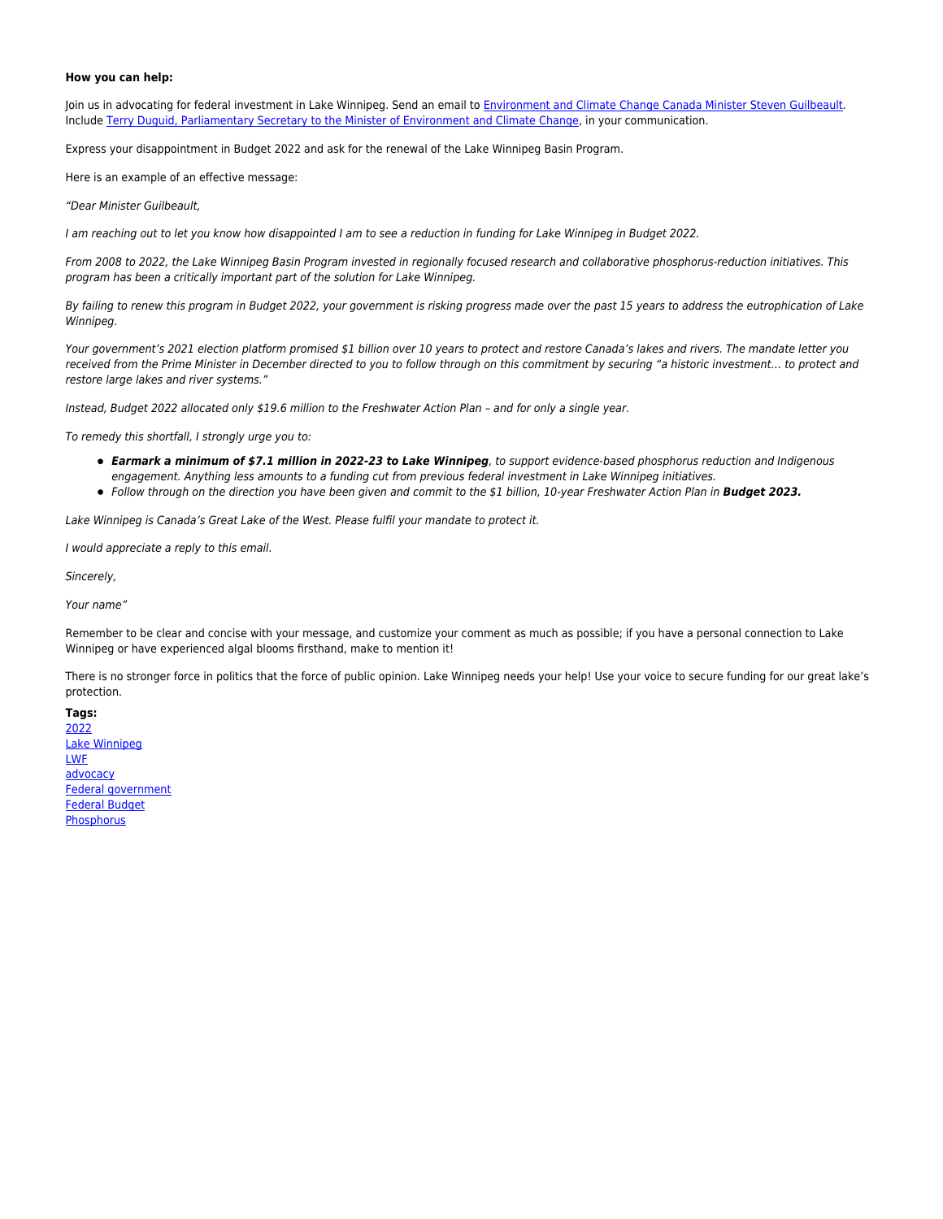**How you can help:**

Join us in advocating for federal investment in Lake Winnipeg. Send an email to Environment and Climate Change Canada Minister Steven Guilbeault. Include Terry Duguid, Parliamentary Secretary to the Minister of Environment and Climate Change, in your communication.

Express your disappointment in Budget 2022 and ask for the renewal of the Lake Winnipeg Basin Program.

Here is an example of an effective message:

*"Dear Minister Guilbeault,*

*I am reaching out to let you know how disappointed I am to see a reduction in funding for Lake Winnipeg in Budget 2022.*

*From 2008 to 2022, the Lake Winnipeg Basin Program invested in regionally focused research and collaborative phosphorus-reduction initiatives. This program has been a critically important part of the solution for Lake Winnipeg.*

*By failing to renew this program in Budget 2022, your government is risking progress made over the past 15 years to address the eutrophication of Lake Winnipeg.*

*Your government's 2021 election platform promised $1 billion over 10 years to protect and restore Canada's lakes and rivers. The mandate letter you received from the Prime Minister in December directed to you to follow through on this commitment by securing "a historic investment… to protect and restore large lakes and river systems."*

*Instead, Budget 2022 allocated only $19.6 million to the Freshwater Action Plan – and for only a single year.*

*To remedy this shortfall, I strongly urge you to:*

- ***Earmark a minimum of $7.1 million in 2022-23 to Lake Winnipeg**, to support evidence-based phosphorus reduction and Indigenous engagement. Anything less amounts to a funding cut from previous federal investment in Lake Winnipeg initiatives.*
- *Follow through on the direction you have been given and commit to the $1 billion, 10-year Freshwater Action Plan in **Budget 2023.***

*Lake Winnipeg is Canada's Great Lake of the West. Please fulfil your mandate to protect it.*

*I would appreciate a reply to this email.*

*Sincerely,*

*Your name"*

Remember to be clear and concise with your message, and customize your comment as much as possible; if you have a personal connection to Lake Winnipeg or have experienced algal blooms firsthand, make to mention it!

There is no stronger force in politics that the force of public opinion. Lake Winnipeg needs your help! Use your voice to secure funding for our great lake's protection.

**Tags:**
2022
Lake Winnipeg
LWF
advocacy
Federal government
Federal Budget
Phosphorus